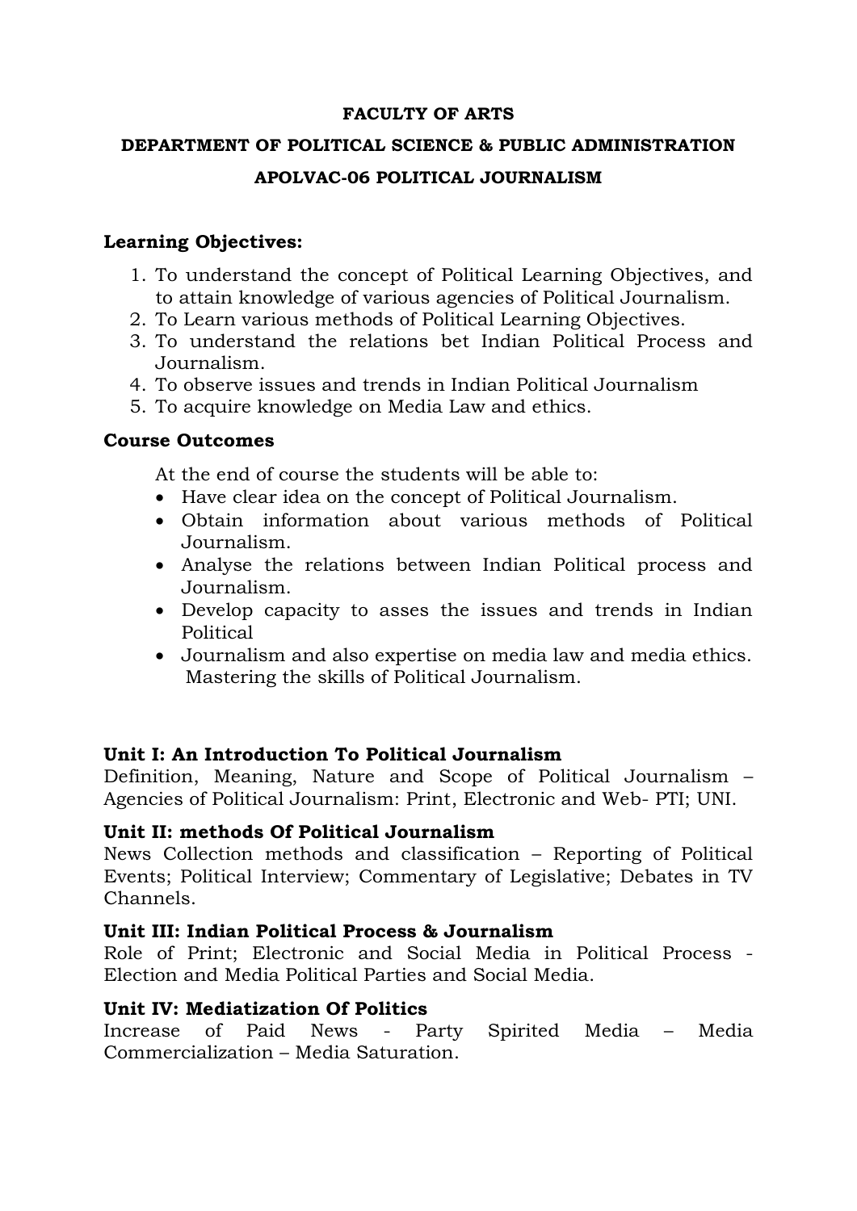**FACULTY OF ARTS**

**DEPARTMENT OF POLITICAL SCIENCE & PUBLIC ADMINISTRATION**

**APOLVAC-06 POLITICAL JOURNALISM**

**Learning Objectives:**

1. To understand the concept of Political Learning Objectives, and to attain knowledge of various agencies of Political Journalism.
2. To Learn various methods of Political Learning Objectives.
3. To understand the relations bet Indian Political Process and Journalism.
4. To observe issues and trends in Indian Political Journalism
5. To acquire knowledge on Media Law and ethics.

**Course Outcomes**

At the end of course the students will be able to:

- Have clear idea on the concept of Political Journalism.
- Obtain information about various methods of Political Journalism.
- Analyse the relations between Indian Political process and Journalism.
- Develop capacity to asses the issues and trends in Indian Political
- Journalism and also expertise on media law and media ethics. Mastering the skills of Political Journalism.

**Unit I: An Introduction To Political Journalism**

Definition, Meaning, Nature and Scope of Political Journalism – Agencies of Political Journalism: Print, Electronic and Web- PTI; UNI.

**Unit II: methods Of Political Journalism**

News Collection methods and classification – Reporting of Political Events; Political Interview; Commentary of Legislative; Debates in TV Channels.

**Unit III: Indian Political Process & Journalism**

Role of Print; Electronic and Social Media in Political Process - Election and Media Political Parties and Social Media.

**Unit IV: Mediatization Of Politics**

Increase of Paid News - Party Spirited Media – Media Commercialization – Media Saturation.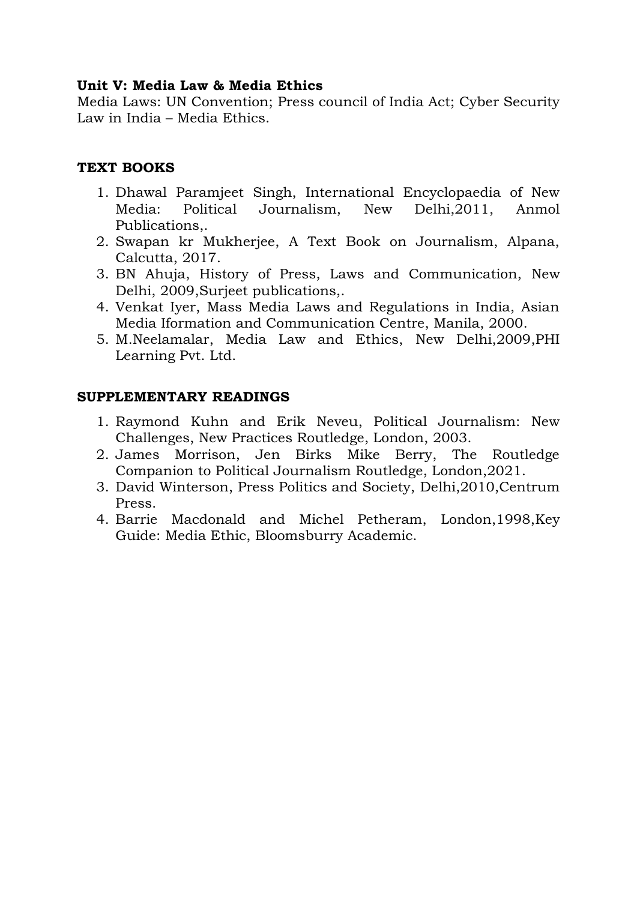**Unit V: Media Law & Media Ethics**

Media Laws: UN Convention; Press council of India Act; Cyber Security Law in India – Media Ethics.

**TEXT BOOKS**

1. Dhawal Paramjeet Singh, International Encyclopaedia of New Media: Political Journalism, New Delhi,2011, Anmol Publications,.
2. Swapan kr Mukherjee, A Text Book on Journalism, Alpana, Calcutta, 2017.
3. BN Ahuja, History of Press, Laws and Communication, New Delhi, 2009,Surjeet publications,.
4. Venkat Iyer, Mass Media Laws and Regulations in India, Asian Media Iformation and Communication Centre, Manila, 2000.
5. M.Neelamalar, Media Law and Ethics, New Delhi,2009,PHI Learning Pvt. Ltd.

**SUPPLEMENTARY READINGS**

1. Raymond Kuhn and Erik Neveu, Political Journalism: New Challenges, New Practices Routledge, London, 2003.
2. James Morrison, Jen Birks Mike Berry, The Routledge Companion to Political Journalism Routledge, London,2021.
3. David Winterson, Press Politics and Society, Delhi,2010,Centrum Press.
4. Barrie Macdonald and Michel Petheram, London,1998,Key Guide: Media Ethic, Bloomsburry Academic.